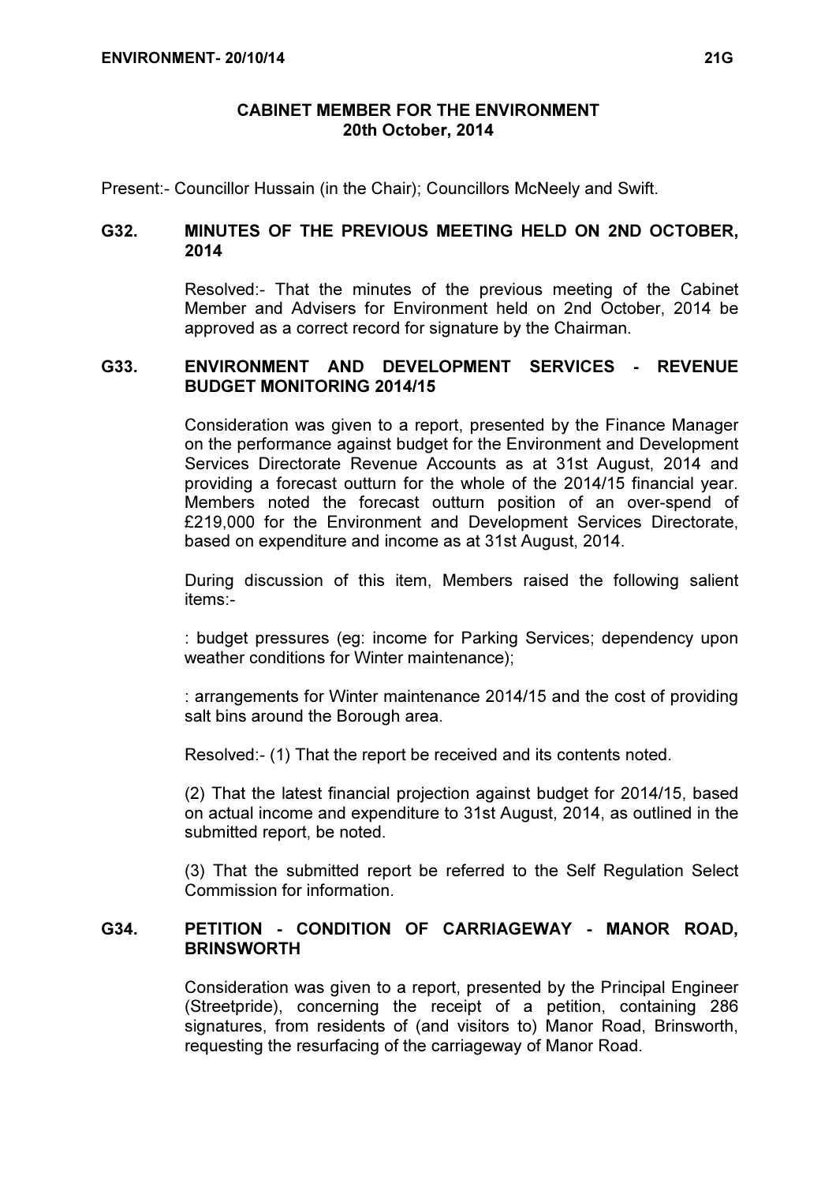# CABINET MEMBER FOR THE ENVIRONMENT
## 20th October, 2014

Present:- Councillor Hussain (in the Chair); Councillors McNeely and Swift.

### G32. MINUTES OF THE PREVIOUS MEETING HELD ON 2ND OCTOBER, 2014

Resolved:- That the minutes of the previous meeting of the Cabinet Member and Advisers for Environment held on 2nd October, 2014 be approved as a correct record for signature by the Chairman.

### G33. ENVIRONMENT AND DEVELOPMENT SERVICES - REVENUE BUDGET MONITORING 2014/15

Consideration was given to a report, presented by the Finance Manager on the performance against budget for the Environment and Development Services Directorate Revenue Accounts as at 31st August, 2014 and providing a forecast outturn for the whole of the 2014/15 financial year. Members noted the forecast outturn position of an over-spend of £219,000 for the Environment and Development Services Directorate, based on expenditure and income as at 31st August, 2014.

During discussion of this item, Members raised the following salient items:-

: budget pressures (eg: income for Parking Services; dependency upon weather conditions for Winter maintenance);

: arrangements for Winter maintenance 2014/15 and the cost of providing salt bins around the Borough area.

Resolved:- (1) That the report be received and its contents noted.

(2) That the latest financial projection against budget for 2014/15, based on actual income and expenditure to 31st August, 2014, as outlined in the submitted report, be noted.

(3) That the submitted report be referred to the Self Regulation Select Commission for information.

### G34. PETITION - CONDITION OF CARRIAGEWAY - MANOR ROAD, BRINSWORTH

Consideration was given to a report, presented by the Principal Engineer (Streetpride), concerning the receipt of a petition, containing 286 signatures, from residents of (and visitors to) Manor Road, Brinsworth, requesting the resurfacing of the carriageway of Manor Road.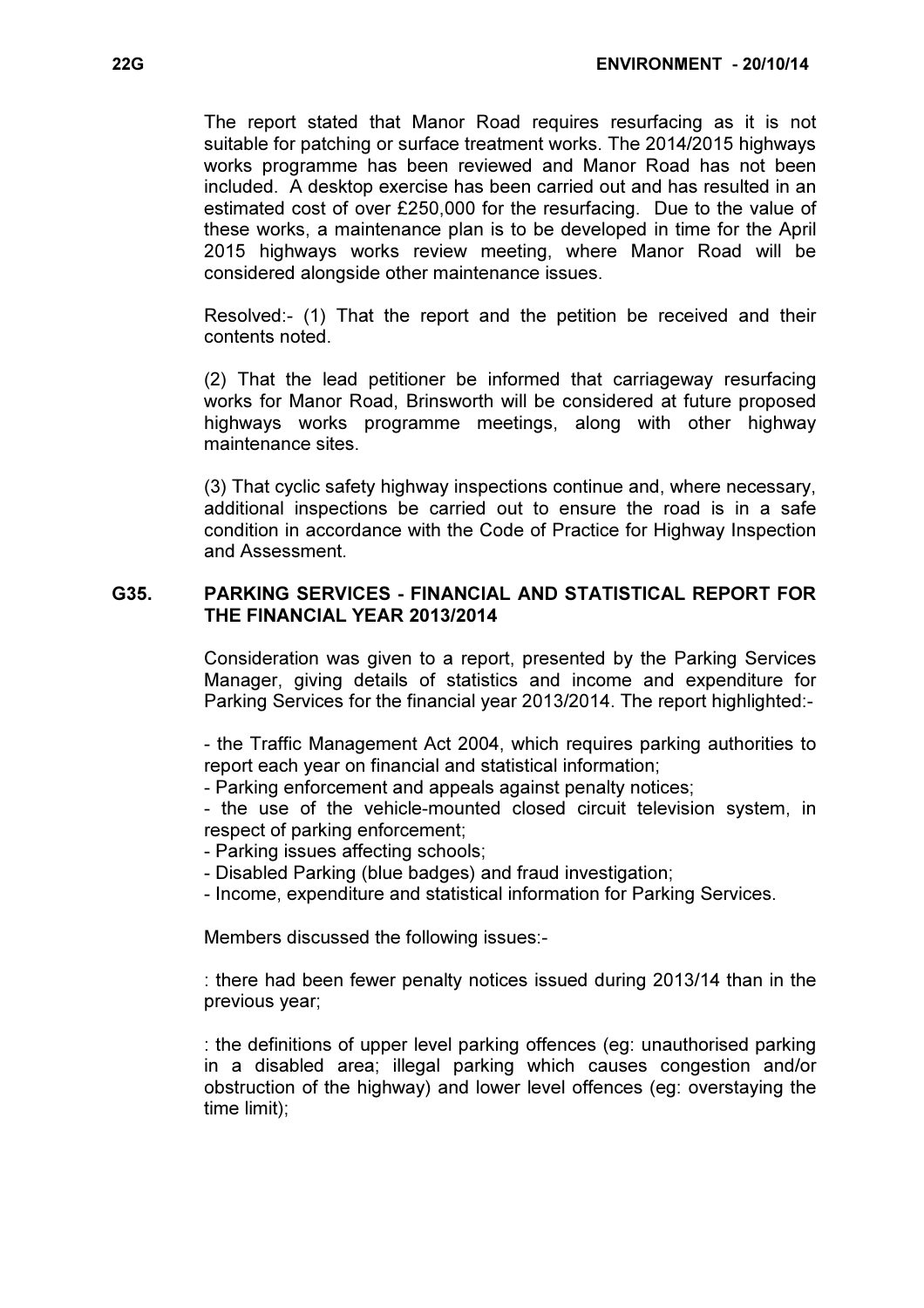The report stated that Manor Road requires resurfacing as it is not suitable for patching or surface treatment works. The 2014/2015 highways works programme has been reviewed and Manor Road has not been included. A desktop exercise has been carried out and has resulted in an estimated cost of over £250,000 for the resurfacing. Due to the value of these works, a maintenance plan is to be developed in time for the April 2015 highways works review meeting, where Manor Road will be considered alongside other maintenance issues.

Resolved:- (1) That the report and the petition be received and their contents noted.

(2) That the lead petitioner be informed that carriageway resurfacing works for Manor Road, Brinsworth will be considered at future proposed highways works programme meetings, along with other highway maintenance sites.

(3) That cyclic safety highway inspections continue and, where necessary, additional inspections be carried out to ensure the road is in a safe condition in accordance with the Code of Practice for Highway Inspection and Assessment.

## G35. PARKING SERVICES - FINANCIAL AND STATISTICAL REPORT FOR THE FINANCIAL YEAR 2013/2014

Consideration was given to a report, presented by the Parking Services Manager, giving details of statistics and income and expenditure for Parking Services for the financial year 2013/2014. The report highlighted:-

- the Traffic Management Act 2004, which requires parking authorities to report each year on financial and statistical information;
- Parking enforcement and appeals against penalty notices;
- the use of the vehicle-mounted closed circuit television system, in respect of parking enforcement;
- Parking issues affecting schools;
- Disabled Parking (blue badges) and fraud investigation;
- Income, expenditure and statistical information for Parking Services.

Members discussed the following issues:-

: there had been fewer penalty notices issued during 2013/14 than in the previous year;

: the definitions of upper level parking offences (eg: unauthorised parking in a disabled area; illegal parking which causes congestion and/or obstruction of the highway) and lower level offences (eg: overstaying the time limit);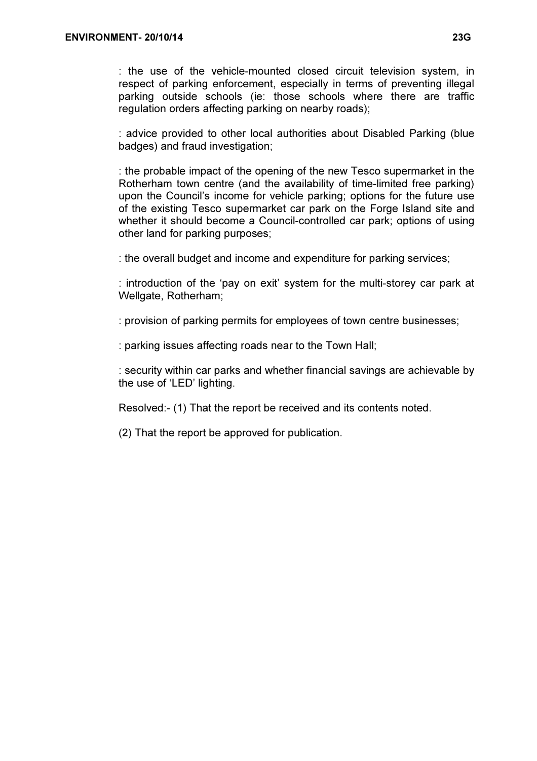: the use of the vehicle-mounted closed circuit television system, in respect of parking enforcement, especially in terms of preventing illegal parking outside schools (ie: those schools where there are traffic regulation orders affecting parking on nearby roads);

: advice provided to other local authorities about Disabled Parking (blue badges) and fraud investigation;

: the probable impact of the opening of the new Tesco supermarket in the Rotherham town centre (and the availability of time-limited free parking) upon the Council's income for vehicle parking; options for the future use of the existing Tesco supermarket car park on the Forge Island site and whether it should become a Council-controlled car park; options of using other land for parking purposes;

: the overall budget and income and expenditure for parking services;

: introduction of the 'pay on exit' system for the multi-storey car park at Wellgate, Rotherham;

: provision of parking permits for employees of town centre businesses;

: parking issues affecting roads near to the Town Hall;

: security within car parks and whether financial savings are achievable by the use of 'LED' lighting.

Resolved:- (1) That the report be received and its contents noted.

(2) That the report be approved for publication.